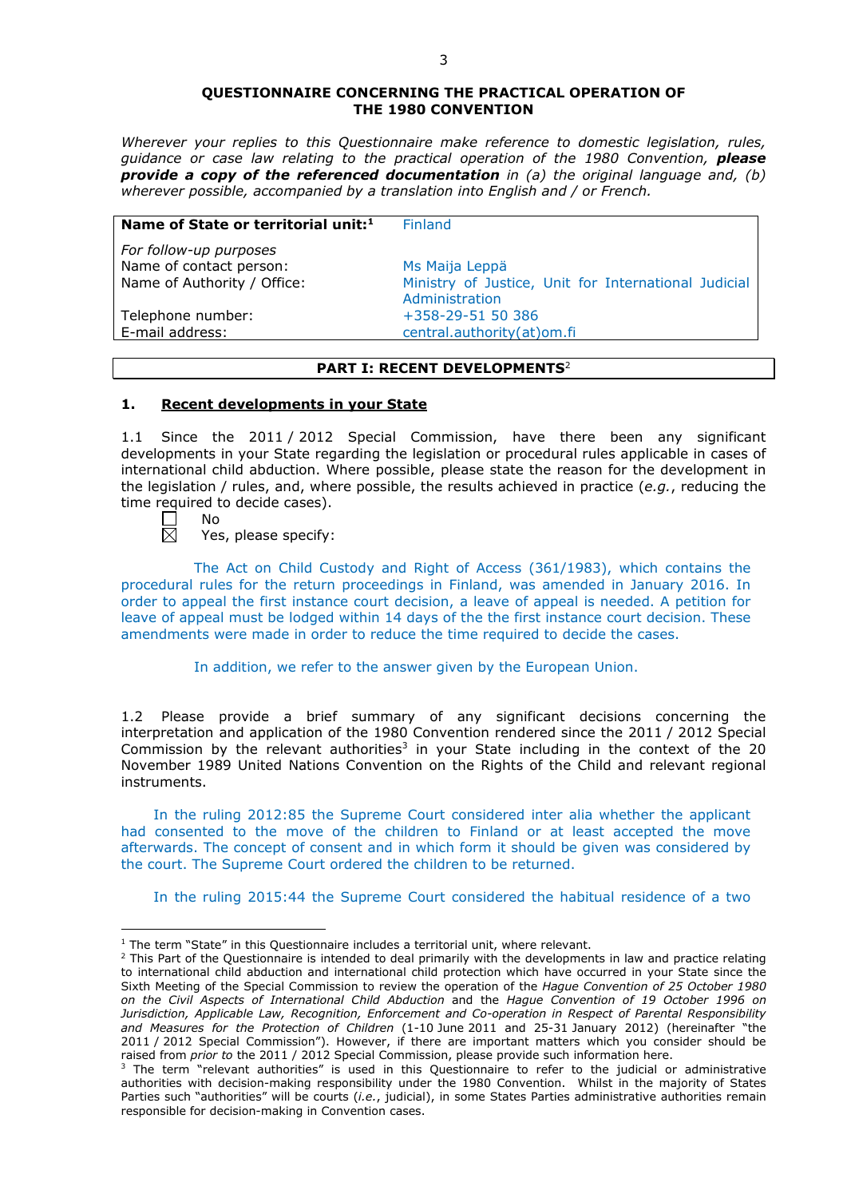**QUESTIONNAIRE CONCERNING THE PRACTICAL OPERATION OF THE 1980 CONVENTION**

*Wherever your replies to this Questionnaire make reference to domestic legislation, rules, guidance or case law relating to the practical operation of the 1980 Convention,* ***please provide a copy of the referenced documentation*** *in (a) the original language and, (b) wherever possible, accompanied by a translation into English and / or French.*

| **Name of State or territorial unit:**[1] | Finland |
|---|---|
| *For follow-up purposes* | |
| Name of contact person: | Ms Maija Leppä |
| Name of Authority / Office: | Ministry of Justice, Unit for International Judicial Administration |
| Telephone number: | +358-29-51 50 386 |
| E-mail address: | central.authority(at)om.fi |

## PART I: RECENT DEVELOPMENTS[2]

### 1. Recent developments in your State

1.1 Since the 2011 / 2012 Special Commission, have there been any significant developments in your State regarding the legislation or procedural rules applicable in cases of international child abduction. Where possible, please state the reason for the development in the legislation / rules, and, where possible, the results achieved in practice (*e.g.*, reducing the time required to decide cases).

☐ No
☒ Yes, please specify:

The Act on Child Custody and Right of Access (361/1983), which contains the procedural rules for the return proceedings in Finland, was amended in January 2016. In order to appeal the first instance court decision, a leave of appeal is needed. A petition for leave of appeal must be lodged within 14 days of the the first instance court decision. These amendments were made in order to reduce the time required to decide the cases.

In addition, we refer to the answer given by the European Union.

1.2 Please provide a brief summary of any significant decisions concerning the interpretation and application of the 1980 Convention rendered since the 2011 / 2012 Special Commission by the relevant authorities[3] in your State including in the context of the 20 November 1989 United Nations Convention on the Rights of the Child and relevant regional instruments.

In the ruling 2012:85 the Supreme Court considered inter alia whether the applicant had consented to the move of the children to Finland or at least accepted the move afterwards. The concept of consent and in which form it should be given was considered by the court. The Supreme Court ordered the children to be returned.

In the ruling 2015:44 the Supreme Court considered the habitual residence of a two

---

[1] The term "State" in this Questionnaire includes a territorial unit, where relevant.

[2] This Part of the Questionnaire is intended to deal primarily with the developments in law and practice relating to international child abduction and international child protection which have occurred in your State since the Sixth Meeting of the Special Commission to review the operation of the *Hague Convention of 25 October 1980 on the Civil Aspects of International Child Abduction* and the *Hague Convention of 19 October 1996 on Jurisdiction, Applicable Law, Recognition, Enforcement and Co-operation in Respect of Parental Responsibility and Measures for the Protection of Children* (1-10 June 2011 and 25-31 January 2012) (hereinafter "the 2011 / 2012 Special Commission"). However, if there are important matters which you consider should be raised from *prior to* the 2011 / 2012 Special Commission, please provide such information here.

[3] The term "relevant authorities" is used in this Questionnaire to refer to the judicial or administrative authorities with decision-making responsibility under the 1980 Convention. Whilst in the majority of States Parties such "authorities" will be courts (*i.e.*, judicial), in some States Parties administrative authorities remain responsible for decision-making in Convention cases.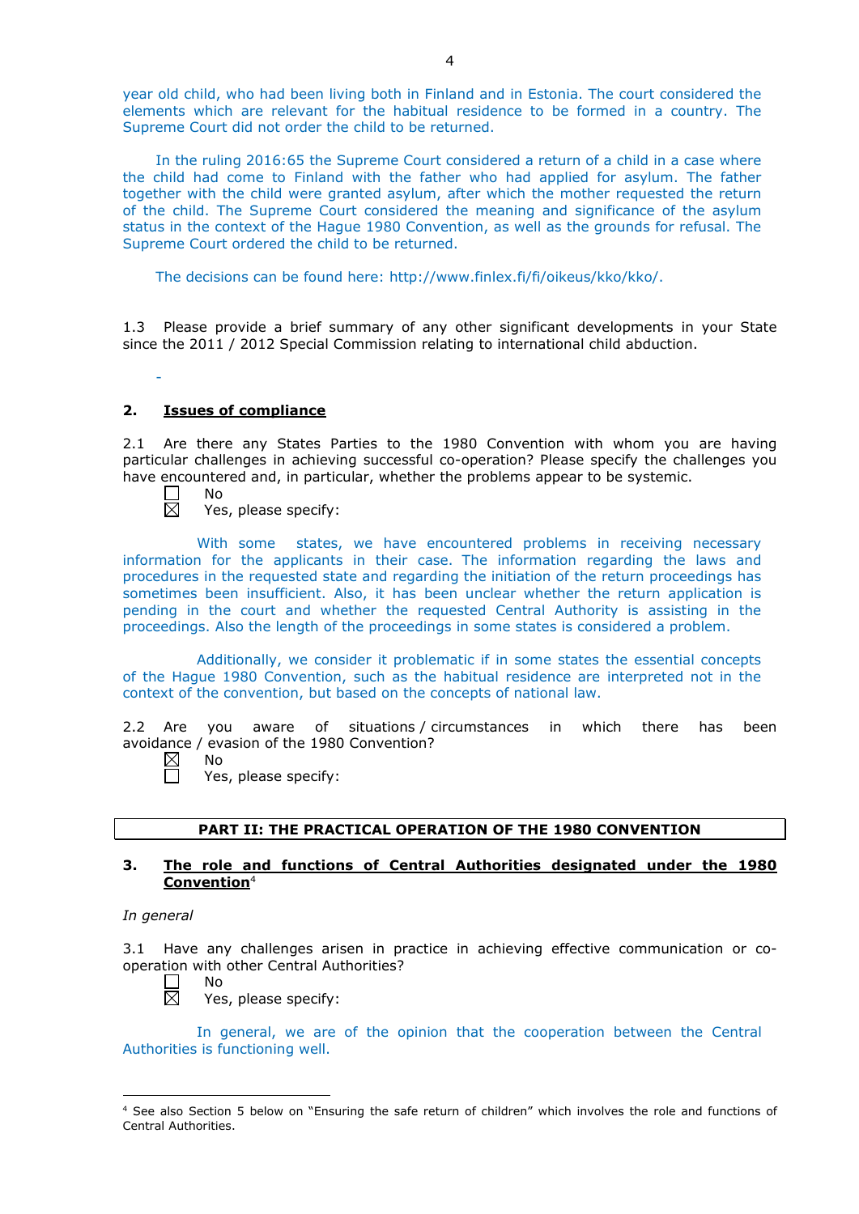year old child, who had been living both in Finland and in Estonia. The court considered the elements which are relevant for the habitual residence to be formed in a country. The Supreme Court did not order the child to be returned.

In the ruling 2016:65 the Supreme Court considered a return of a child in a case where the child had come to Finland with the father who had applied for asylum. The father together with the child were granted asylum, after which the mother requested the return of the child. The Supreme Court considered the meaning and significance of the asylum status in the context of the Hague 1980 Convention, as well as the grounds for refusal. The Supreme Court ordered the child to be returned.

The decisions can be found here: http://www.finlex.fi/fi/oikeus/kko/kko/.

1.3 Please provide a brief summary of any other significant developments in your State since the 2011 / 2012 Special Commission relating to international child abduction.

-

## 2. Issues of compliance

2.1 Are there any States Parties to the 1980 Convention with whom you are having particular challenges in achieving successful co-operation? Please specify the challenges you have encountered and, in particular, whether the problems appear to be systemic.

☐ No
☒ Yes, please specify:

With some states, we have encountered problems in receiving necessary information for the applicants in their case. The information regarding the laws and procedures in the requested state and regarding the initiation of the return proceedings has sometimes been insufficient. Also, it has been unclear whether the return application is pending in the court and whether the requested Central Authority is assisting in the proceedings. Also the length of the proceedings in some states is considered a problem.

Additionally, we consider it problematic if in some states the essential concepts of the Hague 1980 Convention, such as the habitual residence are interpreted not in the context of the convention, but based on the concepts of national law.

2.2 Are you aware of situations / circumstances in which there has been avoidance / evasion of the 1980 Convention?

☒ No
☐ Yes, please specify:

# PART II: THE PRACTICAL OPERATION OF THE 1980 CONVENTION

## 3. The role and functions of Central Authorities designated under the 1980 Convention[4]

*In general*

3.1 Have any challenges arisen in practice in achieving effective communication or co-operation with other Central Authorities?

☐ No
☒ Yes, please specify:

In general, we are of the opinion that the cooperation between the Central Authorities is functioning well.

[4] See also Section 5 below on "Ensuring the safe return of children" which involves the role and functions of Central Authorities.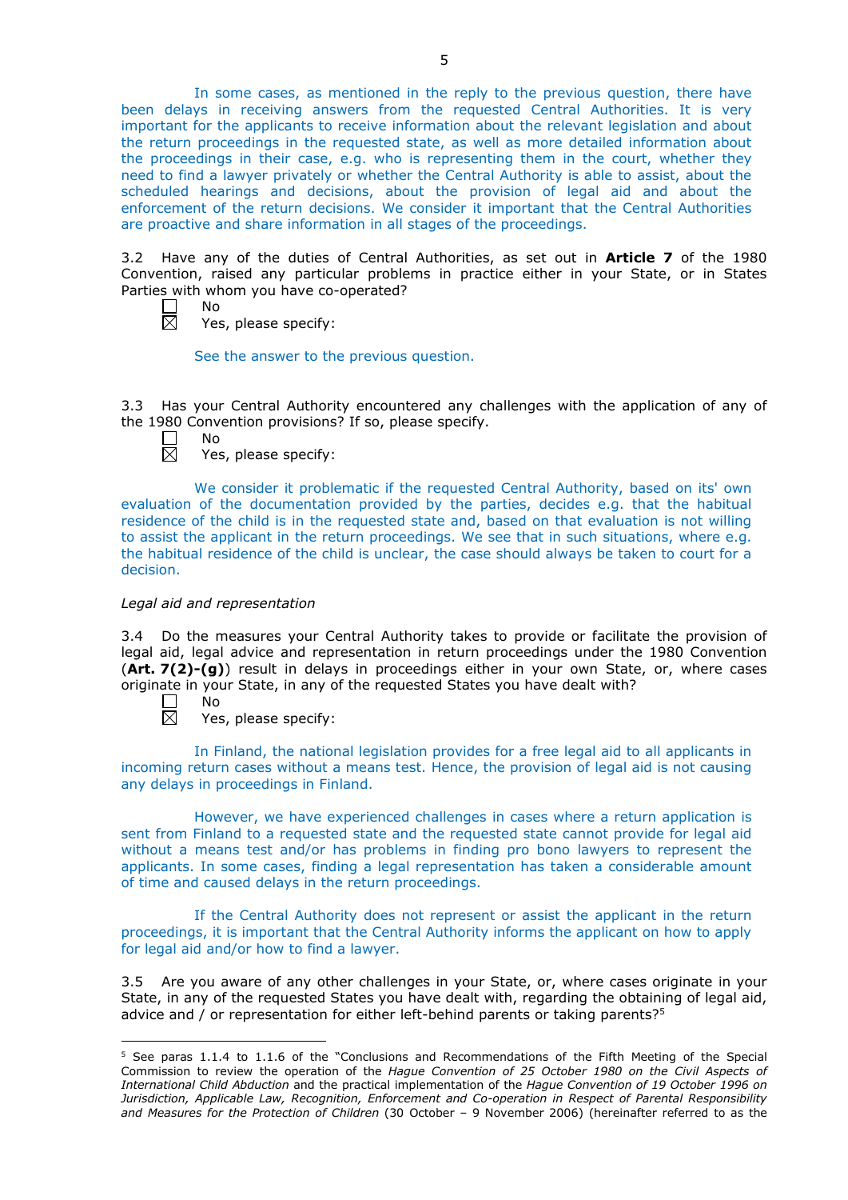In some cases, as mentioned in the reply to the previous question, there have been delays in receiving answers from the requested Central Authorities. It is very important for the applicants to receive information about the relevant legislation and about the return proceedings in the requested state, as well as more detailed information about the proceedings in their case, e.g. who is representing them in the court, whether they need to find a lawyer privately or whether the Central Authority is able to assist, about the scheduled hearings and decisions, about the provision of legal aid and about the enforcement of the return decisions. We consider it important that the Central Authorities are proactive and share information in all stages of the proceedings.

3.2 Have any of the duties of Central Authorities, as set out in **Article 7** of the 1980 Convention, raised any particular problems in practice either in your State, or in States Parties with whom you have co-operated?

☐ No
☒ Yes, please specify:

See the answer to the previous question.

3.3 Has your Central Authority encountered any challenges with the application of any of the 1980 Convention provisions? If so, please specify.

☐ No
☒ Yes, please specify:

We consider it problematic if the requested Central Authority, based on its' own evaluation of the documentation provided by the parties, decides e.g. that the habitual residence of the child is in the requested state and, based on that evaluation is not willing to assist the applicant in the return proceedings. We see that in such situations, where e.g. the habitual residence of the child is unclear, the case should always be taken to court for a decision.

*Legal aid and representation*

3.4 Do the measures your Central Authority takes to provide or facilitate the provision of legal aid, legal advice and representation in return proceedings under the 1980 Convention (**Art. 7(2)-(g)**) result in delays in proceedings either in your own State, or, where cases originate in your State, in any of the requested States you have dealt with?

☐ No
☒ Yes, please specify:

In Finland, the national legislation provides for a free legal aid to all applicants in incoming return cases without a means test. Hence, the provision of legal aid is not causing any delays in proceedings in Finland.

However, we have experienced challenges in cases where a return application is sent from Finland to a requested state and the requested state cannot provide for legal aid without a means test and/or has problems in finding pro bono lawyers to represent the applicants. In some cases, finding a legal representation has taken a considerable amount of time and caused delays in the return proceedings.

If the Central Authority does not represent or assist the applicant in the return proceedings, it is important that the Central Authority informs the applicant on how to apply for legal aid and/or how to find a lawyer.

3.5 Are you aware of any other challenges in your State, or, where cases originate in your State, in any of the requested States you have dealt with, regarding the obtaining of legal aid, advice and / or representation for either left-behind parents or taking parents?[5]

[5] See paras 1.1.4 to 1.1.6 of the "Conclusions and Recommendations of the Fifth Meeting of the Special Commission to review the operation of the *Hague Convention of 25 October 1980 on the Civil Aspects of International Child Abduction* and the practical implementation of the *Hague Convention of 19 October 1996 on Jurisdiction, Applicable Law, Recognition, Enforcement and Co-operation in Respect of Parental Responsibility and Measures for the Protection of Children* (30 October – 9 November 2006) (hereinafter referred to as the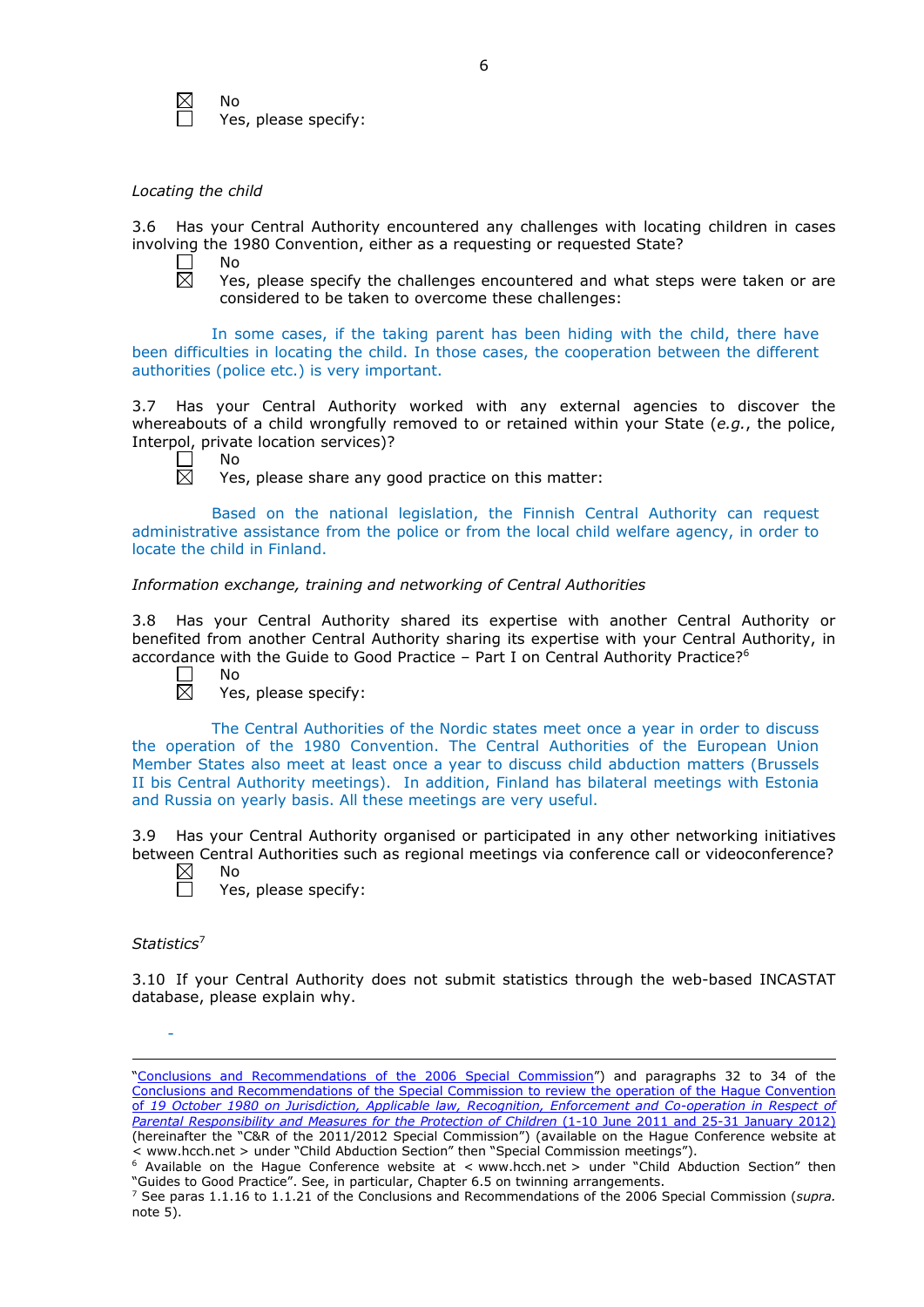☒ No
☐ Yes, please specify:

*Locating the child*

3.6 Has your Central Authority encountered any challenges with locating children in cases involving the 1980 Convention, either as a requesting or requested State?

☐ No
☒ Yes, please specify the challenges encountered and what steps were taken or are considered to be taken to overcome these challenges:

In some cases, if the taking parent has been hiding with the child, there have been difficulties in locating the child. In those cases, the cooperation between the different authorities (police etc.) is very important.

3.7 Has your Central Authority worked with any external agencies to discover the whereabouts of a child wrongfully removed to or retained within your State (*e.g.*, the police, Interpol, private location services)?

☐ No
☒ Yes, please share any good practice on this matter:

Based on the national legislation, the Finnish Central Authority can request administrative assistance from the police or from the local child welfare agency, in order to locate the child in Finland.

*Information exchange, training and networking of Central Authorities*

3.8 Has your Central Authority shared its expertise with another Central Authority or benefited from another Central Authority sharing its expertise with your Central Authority, in accordance with the Guide to Good Practice – Part I on Central Authority Practice?[6]

☐ No
☒ Yes, please specify:

The Central Authorities of the Nordic states meet once a year in order to discuss the operation of the 1980 Convention. The Central Authorities of the European Union Member States also meet at least once a year to discuss child abduction matters (Brussels II bis Central Authority meetings). In addition, Finland has bilateral meetings with Estonia and Russia on yearly basis. All these meetings are very useful.

3.9 Has your Central Authority organised or participated in any other networking initiatives between Central Authorities such as regional meetings via conference call or videoconference?

☒ No
☐ Yes, please specify:

*Statistics*[7]

3.10 If your Central Authority does not submit statistics through the web-based INCASTAT database, please explain why.

-

---

"Conclusions and Recommendations of the 2006 Special Commission") and paragraphs 32 to 34 of the Conclusions and Recommendations of the Special Commission to review the operation of the Hague Convention of *19 October 1980 on Jurisdiction, Applicable law, Recognition, Enforcement and Co-operation in Respect of Parental Responsibility and Measures for the Protection of Children* (1-10 June 2011 and 25-31 January 2012) (hereinafter the "C&R of the 2011/2012 Special Commission") (available on the Hague Conference website at < www.hcch.net > under "Child Abduction Section" then "Special Commission meetings").

[6] Available on the Hague Conference website at < www.hcch.net > under "Child Abduction Section" then "Guides to Good Practice". See, in particular, Chapter 6.5 on twinning arrangements.

[7] See paras 1.1.16 to 1.1.21 of the Conclusions and Recommendations of the 2006 Special Commission (*supra.* note 5).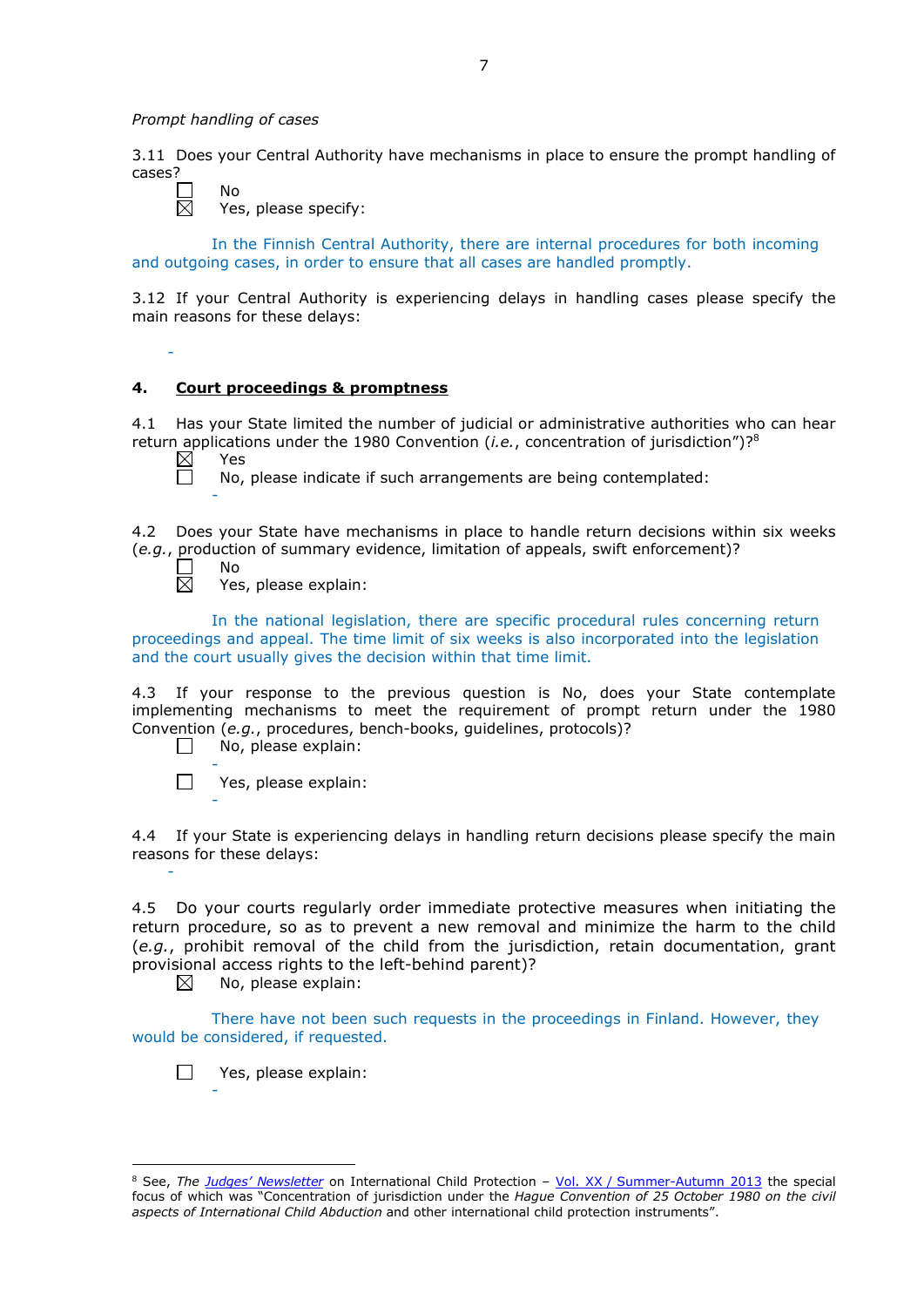*Prompt handling of cases*

3.11 Does your Central Authority have mechanisms in place to ensure the prompt handling of cases?

☐ No
☒ Yes, please specify:

In the Finnish Central Authority, there are internal procedures for both incoming and outgoing cases, in order to ensure that all cases are handled promptly.

3.12 If your Central Authority is experiencing delays in handling cases please specify the main reasons for these delays:

-

## 4. **Court proceedings & promptness**

4.1 Has your State limited the number of judicial or administrative authorities who can hear return applications under the 1980 Convention (*i.e.*, concentration of jurisdiction")?[8]

☒ Yes
☐ No, please indicate if such arrangements are being contemplated:
-

4.2 Does your State have mechanisms in place to handle return decisions within six weeks (*e.g.*, production of summary evidence, limitation of appeals, swift enforcement)?

☐ No
☒ Yes, please explain:

In the national legislation, there are specific procedural rules concerning return proceedings and appeal. The time limit of six weeks is also incorporated into the legislation and the court usually gives the decision within that time limit.

4.3 If your response to the previous question is No, does your State contemplate implementing mechanisms to meet the requirement of prompt return under the 1980 Convention (*e.g.*, procedures, bench-books, guidelines, protocols)?

☐ No, please explain:
-

☐ Yes, please explain:
-

4.4 If your State is experiencing delays in handling return decisions please specify the main reasons for these delays:
-

4.5 Do your courts regularly order immediate protective measures when initiating the return procedure, so as to prevent a new removal and minimize the harm to the child (*e.g.*, prohibit removal of the child from the jurisdiction, retain documentation, grant provisional access rights to the left-behind parent)?

☒ No, please explain:

There have not been such requests in the proceedings in Finland. However, they would be considered, if requested.

☐ Yes, please explain:
-

[8] See, *The Judges' Newsletter* on International Child Protection – Vol. XX / Summer-Autumn 2013 the special focus of which was "Concentration of jurisdiction under the *Hague Convention of 25 October 1980 on the civil aspects of International Child Abduction* and other international child protection instruments".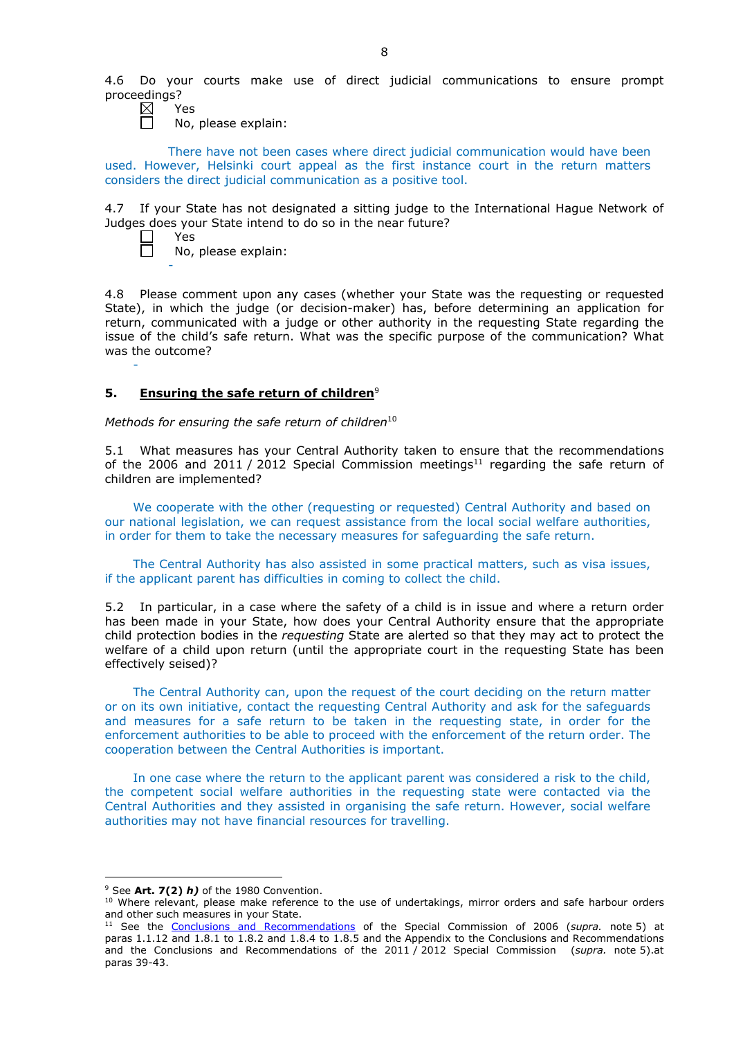4.6 Do your courts make use of direct judicial communications to ensure prompt proceedings?

☒ Yes
☐ No, please explain:

There have not been cases where direct judicial communication would have been used. However, Helsinki court appeal as the first instance court in the return matters considers the direct judicial communication as a positive tool.

4.7 If your State has not designated a sitting judge to the International Hague Network of Judges does your State intend to do so in the near future?

☐ Yes
☐ No, please explain:

-

4.8 Please comment upon any cases (whether your State was the requesting or requested State), in which the judge (or decision-maker) has, before determining an application for return, communicated with a judge or other authority in the requesting State regarding the issue of the child's safe return. What was the specific purpose of the communication? What was the outcome?

-

## 5. Ensuring the safe return of children[9]

*Methods for ensuring the safe return of children*[10]

5.1 What measures has your Central Authority taken to ensure that the recommendations of the 2006 and 2011 / 2012 Special Commission meetings[11] regarding the safe return of children are implemented?

We cooperate with the other (requesting or requested) Central Authority and based on our national legislation, we can request assistance from the local social welfare authorities, in order for them to take the necessary measures for safeguarding the safe return.

The Central Authority has also assisted in some practical matters, such as visa issues, if the applicant parent has difficulties in coming to collect the child.

5.2 In particular, in a case where the safety of a child is in issue and where a return order has been made in your State, how does your Central Authority ensure that the appropriate child protection bodies in the *requesting* State are alerted so that they may act to protect the welfare of a child upon return (until the appropriate court in the requesting State has been effectively seised)?

The Central Authority can, upon the request of the court deciding on the return matter or on its own initiative, contact the requesting Central Authority and ask for the safeguards and measures for a safe return to be taken in the requesting state, in order for the enforcement authorities to be able to proceed with the enforcement of the return order. The cooperation between the Central Authorities is important.

In one case where the return to the applicant parent was considered a risk to the child, the competent social welfare authorities in the requesting state were contacted via the Central Authorities and they assisted in organising the safe return. However, social welfare authorities may not have financial resources for travelling.

---

[9] See **Art. 7(2) *h)*** of the 1980 Convention.

[10] Where relevant, please make reference to the use of undertakings, mirror orders and safe harbour orders and other such measures in your State.

[11] See the Conclusions and Recommendations of the Special Commission of 2006 (*supra.* note 5) at paras 1.1.12 and 1.8.1 to 1.8.2 and 1.8.4 to 1.8.5 and the Appendix to the Conclusions and Recommendations and the Conclusions and Recommendations of the 2011 / 2012 Special Commission (*supra.* note 5).at paras 39-43.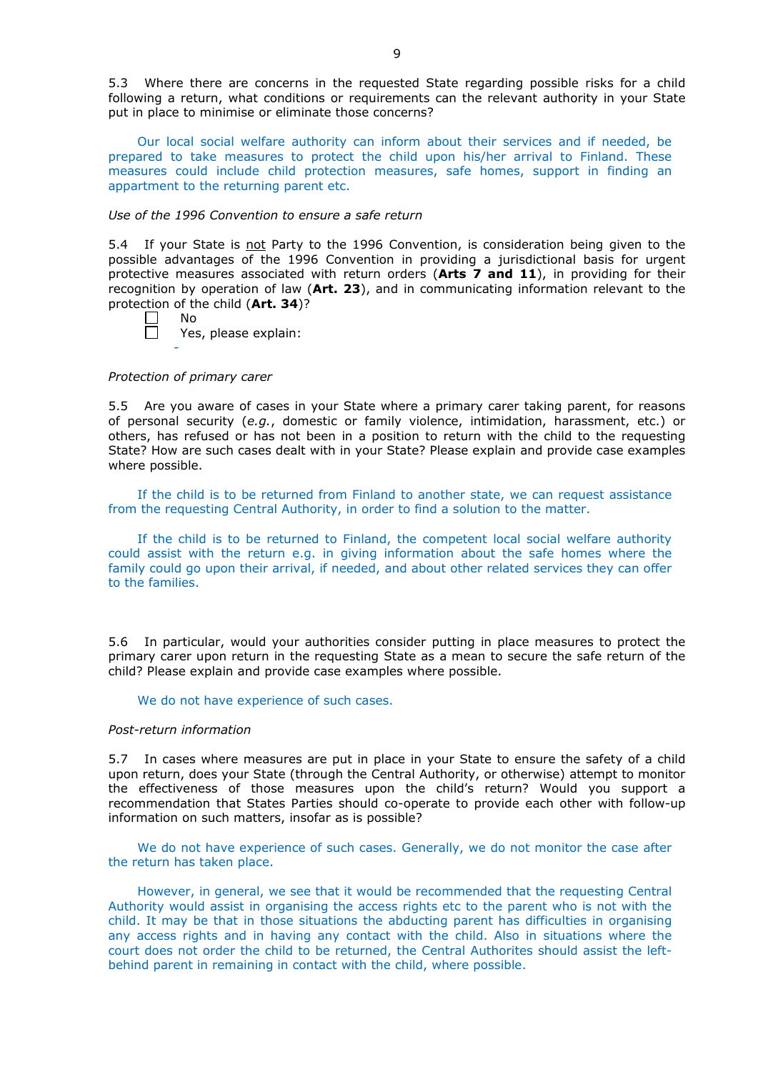5.3 Where there are concerns in the requested State regarding possible risks for a child following a return, what conditions or requirements can the relevant authority in your State put in place to minimise or eliminate those concerns?

Our local social welfare authority can inform about their services and if needed, be prepared to take measures to protect the child upon his/her arrival to Finland. These measures could include child protection measures, safe homes, support in finding an appartment to the returning parent etc.

*Use of the 1996 Convention to ensure a safe return*

5.4 If your State is <u>not</u> Party to the 1996 Convention, is consideration being given to the possible advantages of the 1996 Convention in providing a jurisdictional basis for urgent protective measures associated with return orders (**Arts 7 and 11**), in providing for their recognition by operation of law (**Art. 23**), and in communicating information relevant to the protection of the child (**Art. 34**)?

- ☐ No
- ☐ Yes, please explain:

  -

*Protection of primary carer*

5.5 Are you aware of cases in your State where a primary carer taking parent, for reasons of personal security (*e.g.*, domestic or family violence, intimidation, harassment, etc.) or others, has refused or has not been in a position to return with the child to the requesting State? How are such cases dealt with in your State? Please explain and provide case examples where possible.

If the child is to be returned from Finland to another state, we can request assistance from the requesting Central Authority, in order to find a solution to the matter.

If the child is to be returned to Finland, the competent local social welfare authority could assist with the return e.g. in giving information about the safe homes where the family could go upon their arrival, if needed, and about other related services they can offer to the families.

5.6 In particular, would your authorities consider putting in place measures to protect the primary carer upon return in the requesting State as a mean to secure the safe return of the child? Please explain and provide case examples where possible.

We do not have experience of such cases.

*Post-return information*

5.7 In cases where measures are put in place in your State to ensure the safety of a child upon return, does your State (through the Central Authority, or otherwise) attempt to monitor the effectiveness of those measures upon the child's return? Would you support a recommendation that States Parties should co-operate to provide each other with follow-up information on such matters, insofar as is possible?

We do not have experience of such cases. Generally, we do not monitor the case after the return has taken place.

However, in general, we see that it would be recommended that the requesting Central Authority would assist in organising the access rights etc to the parent who is not with the child. It may be that in those situations the abducting parent has difficulties in organising any access rights and in having any contact with the child. Also in situations where the court does not order the child to be returned, the Central Authorites should assist the left-behind parent in remaining in contact with the child, where possible.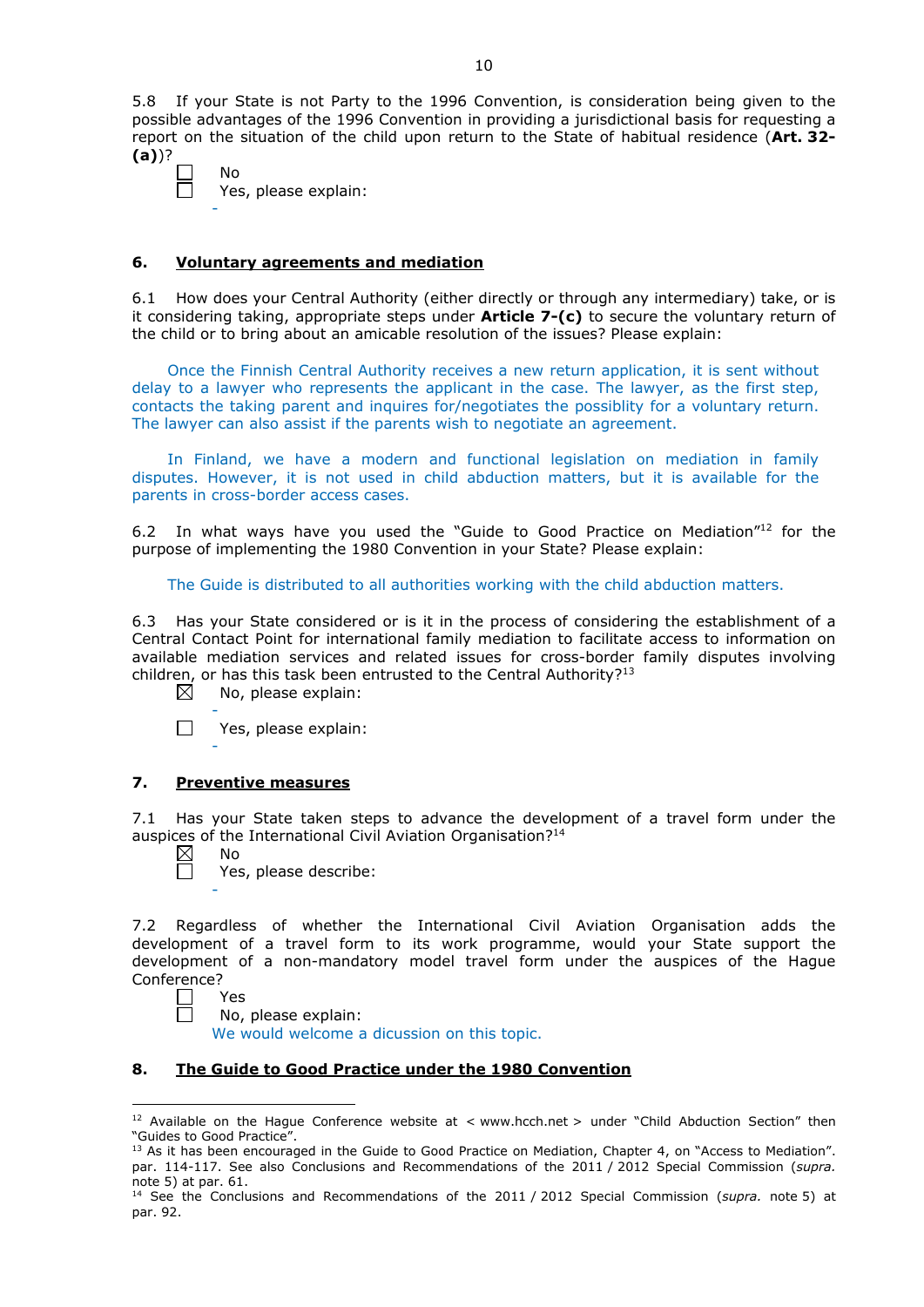5.8 If your State is not Party to the 1996 Convention, is consideration being given to the possible advantages of the 1996 Convention in providing a jurisdictional basis for requesting a report on the situation of the child upon return to the State of habitual residence (**Art. 32-(a)**)?

☐ No
☐ Yes, please explain:
-

## 6. Voluntary agreements and mediation

6.1 How does your Central Authority (either directly or through any intermediary) take, or is it considering taking, appropriate steps under **Article 7-(c)** to secure the voluntary return of the child or to bring about an amicable resolution of the issues? Please explain:

Once the Finnish Central Authority receives a new return application, it is sent without delay to a lawyer who represents the applicant in the case. The lawyer, as the first step, contacts the taking parent and inquires for/negotiates the possiblity for a voluntary return. The lawyer can also assist if the parents wish to negotiate an agreement.

In Finland, we have a modern and functional legislation on mediation in family disputes. However, it is not used in child abduction matters, but it is available for the parents in cross-border access cases.

6.2 In what ways have you used the "Guide to Good Practice on Mediation"[12] for the purpose of implementing the 1980 Convention in your State? Please explain:

The Guide is distributed to all authorities working with the child abduction matters.

6.3 Has your State considered or is it in the process of considering the establishment of a Central Contact Point for international family mediation to facilitate access to information on available mediation services and related issues for cross-border family disputes involving children, or has this task been entrusted to the Central Authority?[13]

☒ No, please explain:
-

☐ Yes, please explain:
-

## 7. Preventive measures

7.1 Has your State taken steps to advance the development of a travel form under the auspices of the International Civil Aviation Organisation?[14]

☒ No
☐ Yes, please describe:
-

7.2 Regardless of whether the International Civil Aviation Organisation adds the development of a travel form to its work programme, would your State support the development of a non-mandatory model travel form under the auspices of the Hague Conference?

☐ Yes
☐ No, please explain:
We would welcome a dicussion on this topic.

## 8. The Guide to Good Practice under the 1980 Convention

[12] Available on the Hague Conference website at < www.hcch.net > under "Child Abduction Section" then "Guides to Good Practice".

[13] As it has been encouraged in the Guide to Good Practice on Mediation, Chapter 4, on "Access to Mediation". par. 114-117. See also Conclusions and Recommendations of the 2011 / 2012 Special Commission (*supra.* note 5) at par. 61.

[14] See the Conclusions and Recommendations of the 2011 / 2012 Special Commission (*supra.* note 5) at par. 92.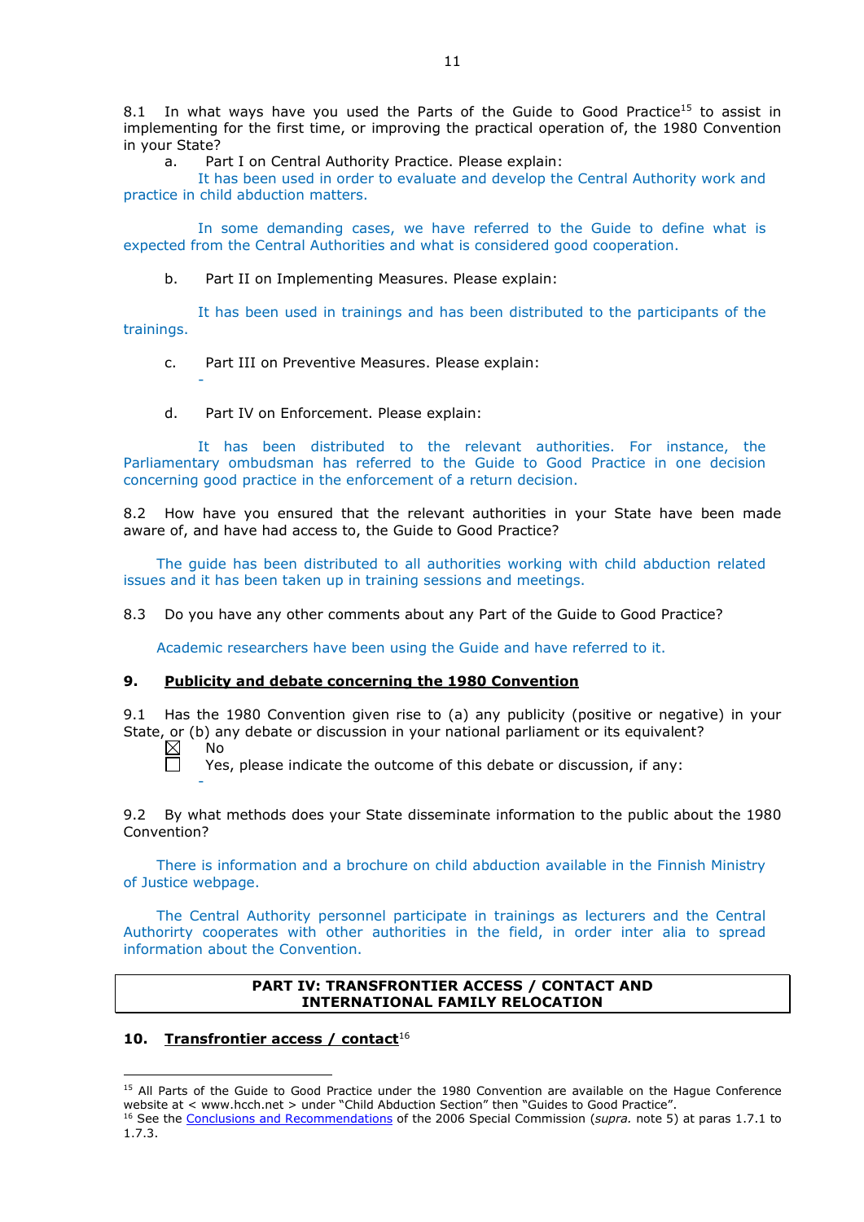8.1 In what ways have you used the Parts of the Guide to Good Practice[15] to assist in implementing for the first time, or improving the practical operation of, the 1980 Convention in your State?

a. Part I on Central Authority Practice. Please explain:

It has been used in order to evaluate and develop the Central Authority work and practice in child abduction matters.

In some demanding cases, we have referred to the Guide to define what is expected from the Central Authorities and what is considered good cooperation.

b. Part II on Implementing Measures. Please explain:

It has been used in trainings and has been distributed to the participants of the trainings.

c. Part III on Preventive Measures. Please explain:

-

d. Part IV on Enforcement. Please explain:

It has been distributed to the relevant authorities. For instance, the Parliamentary ombudsman has referred to the Guide to Good Practice in one decision concerning good practice in the enforcement of a return decision.

8.2 How have you ensured that the relevant authorities in your State have been made aware of, and have had access to, the Guide to Good Practice?

The guide has been distributed to all authorities working with child abduction related issues and it has been taken up in training sessions and meetings.

8.3 Do you have any other comments about any Part of the Guide to Good Practice?

Academic researchers have been using the Guide and have referred to it.

### 9. Publicity and debate concerning the 1980 Convention

9.1 Has the 1980 Convention given rise to (a) any publicity (positive or negative) in your State, or (b) any debate or discussion in your national parliament or its equivalent?

☒ No

☐ Yes, please indicate the outcome of this debate or discussion, if any:

-

9.2 By what methods does your State disseminate information to the public about the 1980 Convention?

There is information and a brochure on child abduction available in the Finnish Ministry of Justice webpage.

The Central Authority personnel participate in trainings as lecturers and the Central Authorirty cooperates with other authorities in the field, in order inter alia to spread information about the Convention.

## PART IV: TRANSFRONTIER ACCESS / CONTACT AND INTERNATIONAL FAMILY RELOCATION

### 10. Transfrontier access / contact[16]

---

[15] All Parts of the Guide to Good Practice under the 1980 Convention are available on the Hague Conference website at < www.hcch.net > under "Child Abduction Section" then "Guides to Good Practice".

[16] See the Conclusions and Recommendations of the 2006 Special Commission (*supra.* note 5) at paras 1.7.1 to 1.7.3.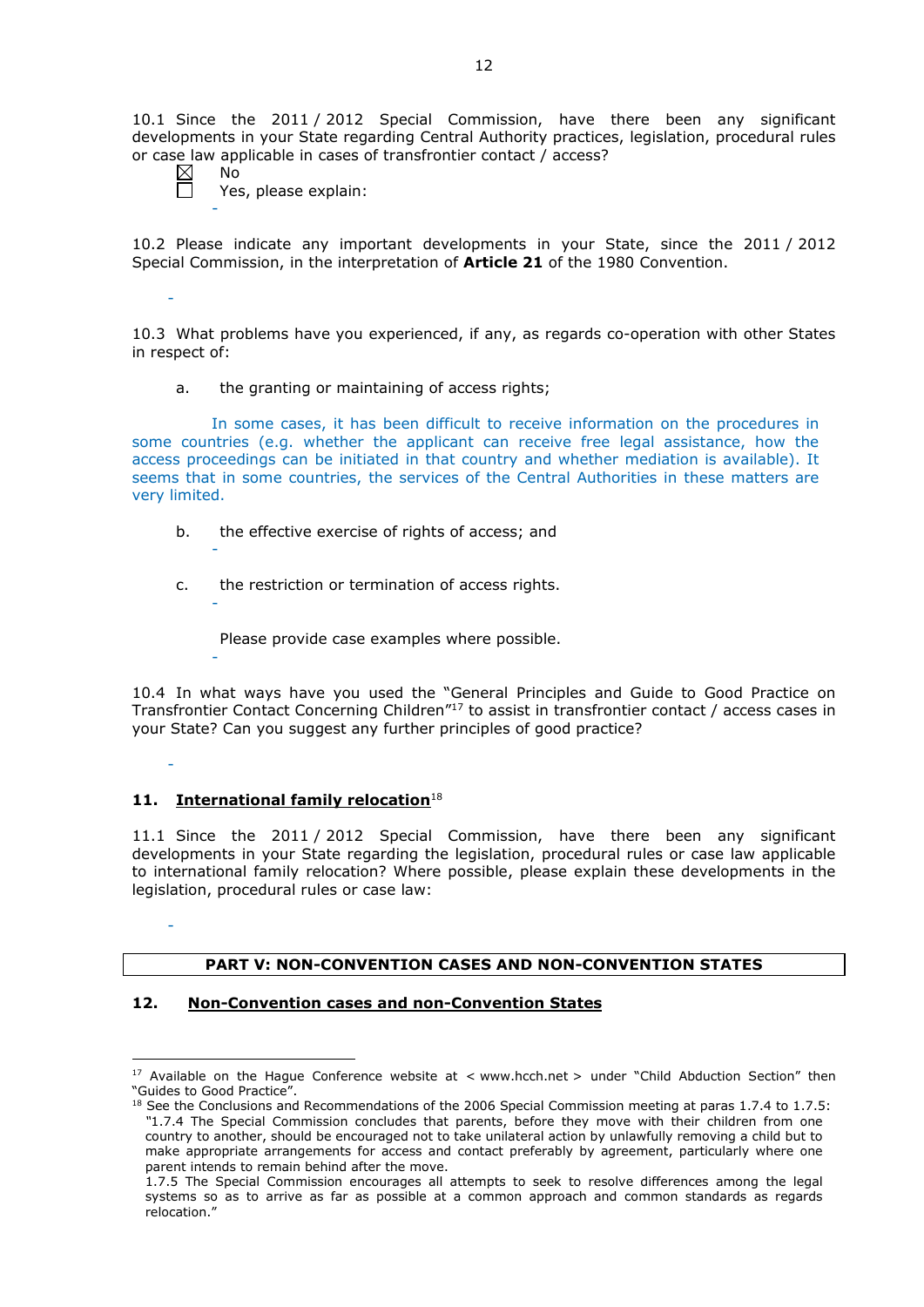10.1 Since the 2011 / 2012 Special Commission, have there been any significant developments in your State regarding Central Authority practices, legislation, procedural rules or case law applicable in cases of transfrontier contact / access?

☒ No
☐ Yes, please explain:

-

10.2 Please indicate any important developments in your State, since the 2011 / 2012 Special Commission, in the interpretation of **Article 21** of the 1980 Convention.

-

10.3 What problems have you experienced, if any, as regards co-operation with other States in respect of:

a. the granting or maintaining of access rights;

In some cases, it has been difficult to receive information on the procedures in some countries (e.g. whether the applicant can receive free legal assistance, how the access proceedings can be initiated in that country and whether mediation is available). It seems that in some countries, the services of the Central Authorities in these matters are very limited.

b. the effective exercise of rights of access; and

-

c. the restriction or termination of access rights.

-

Please provide case examples where possible.

-

10.4 In what ways have you used the "General Principles and Guide to Good Practice on Transfrontier Contact Concerning Children"[17] to assist in transfrontier contact / access cases in your State? Can you suggest any further principles of good practice?

-

## 11. International family relocation[18]

11.1 Since the 2011 / 2012 Special Commission, have there been any significant developments in your State regarding the legislation, procedural rules or case law applicable to international family relocation? Where possible, please explain these developments in the legislation, procedural rules or case law:

-

## PART V: NON-CONVENTION CASES AND NON-CONVENTION STATES

## 12. Non-Convention cases and non-Convention States

[17] Available on the Hague Conference website at < www.hcch.net > under "Child Abduction Section" then "Guides to Good Practice".

[18] See the Conclusions and Recommendations of the 2006 Special Commission meeting at paras 1.7.4 to 1.7.5: "1.7.4 The Special Commission concludes that parents, before they move with their children from one country to another, should be encouraged not to take unilateral action by unlawfully removing a child but to make appropriate arrangements for access and contact preferably by agreement, particularly where one parent intends to remain behind after the move.
1.7.5 The Special Commission encourages all attempts to seek to resolve differences among the legal systems so as to arrive as far as possible at a common approach and common standards as regards relocation."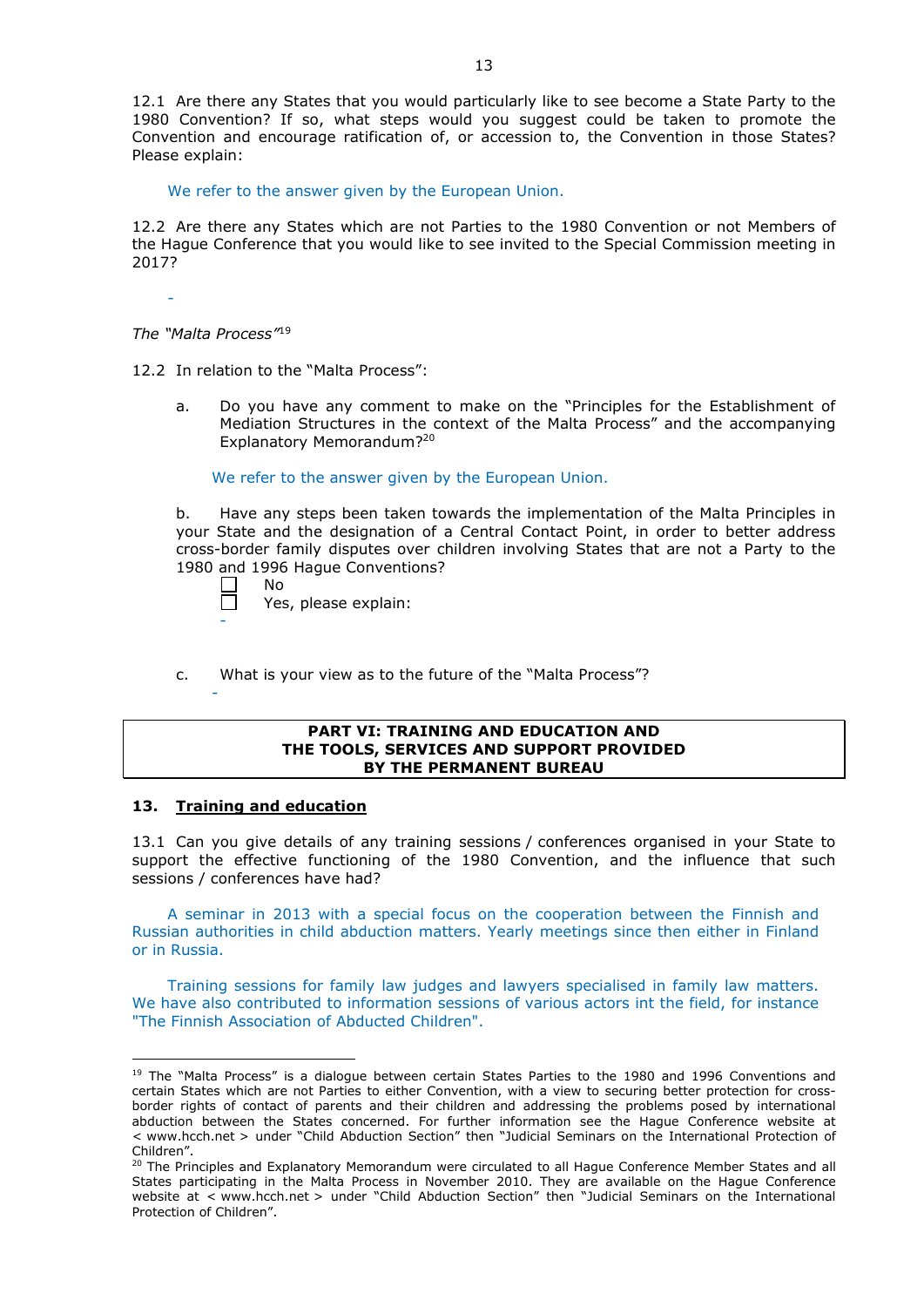12.1 Are there any States that you would particularly like to see become a State Party to the 1980 Convention? If so, what steps would you suggest could be taken to promote the Convention and encourage ratification of, or accession to, the Convention in those States? Please explain:

We refer to the answer given by the European Union.

12.2 Are there any States which are not Parties to the 1980 Convention or not Members of the Hague Conference that you would like to see invited to the Special Commission meeting in 2017?

-

*The "Malta Process"*[19]

12.2 In relation to the "Malta Process":

a. Do you have any comment to make on the "Principles for the Establishment of Mediation Structures in the context of the Malta Process" and the accompanying Explanatory Memorandum?[20]

We refer to the answer given by the European Union.

b. Have any steps been taken towards the implementation of the Malta Principles in your State and the designation of a Central Contact Point, in order to better address cross-border family disputes over children involving States that are not a Party to the 1980 and 1996 Hague Conventions?

- [ ] No
- [ ] Yes, please explain:

-

c. What is your view as to the future of the "Malta Process"?

-

## PART VI: TRAINING AND EDUCATION AND THE TOOLS, SERVICES AND SUPPORT PROVIDED BY THE PERMANENT BUREAU

### 13. Training and education

13.1 Can you give details of any training sessions / conferences organised in your State to support the effective functioning of the 1980 Convention, and the influence that such sessions / conferences have had?

A seminar in 2013 with a special focus on the cooperation between the Finnish and Russian authorities in child abduction matters. Yearly meetings since then either in Finland or in Russia.

Training sessions for family law judges and lawyers specialised in family law matters. We have also contributed to information sessions of various actors int the field, for instance "The Finnish Association of Abducted Children".

---

[19] The "Malta Process" is a dialogue between certain States Parties to the 1980 and 1996 Conventions and certain States which are not Parties to either Convention, with a view to securing better protection for cross-border rights of contact of parents and their children and addressing the problems posed by international abduction between the States concerned. For further information see the Hague Conference website at < www.hcch.net > under "Child Abduction Section" then "Judicial Seminars on the International Protection of Children".

[20] The Principles and Explanatory Memorandum were circulated to all Hague Conference Member States and all States participating in the Malta Process in November 2010. They are available on the Hague Conference website at < www.hcch.net > under "Child Abduction Section" then "Judicial Seminars on the International Protection of Children".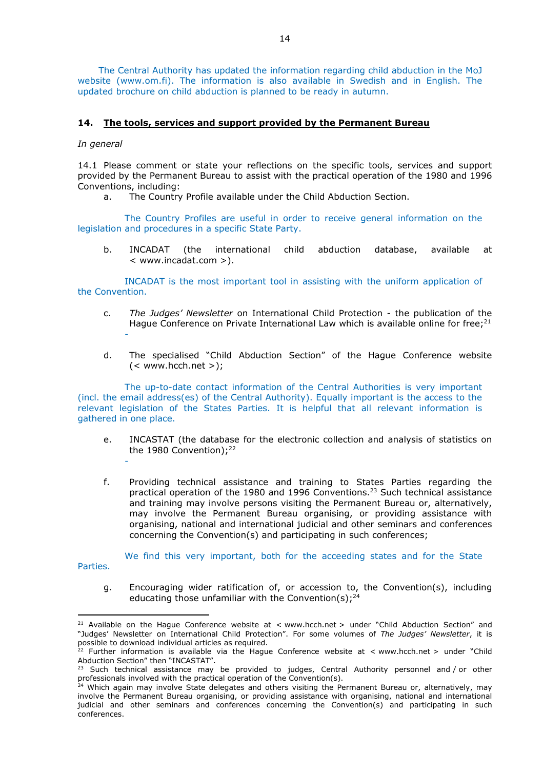The Central Authority has updated the information regarding child abduction in the MoJ website (www.om.fi). The information is also available in Swedish and in English. The updated brochure on child abduction is planned to be ready in autumn.

### 14. The tools, services and support provided by the Permanent Bureau

*In general*

14.1 Please comment or state your reflections on the specific tools, services and support provided by the Permanent Bureau to assist with the practical operation of the 1980 and 1996 Conventions, including:

a. The Country Profile available under the Child Abduction Section.

The Country Profiles are useful in order to receive general information on the legislation and procedures in a specific State Party.

b. INCADAT (the international child abduction database, available at < www.incadat.com >).

INCADAT is the most important tool in assisting with the uniform application of the Convention.

c. *The Judges' Newsletter* on International Child Protection - the publication of the Hague Conference on Private International Law which is available online for free;[21]

-

d. The specialised "Child Abduction Section" of the Hague Conference website (< www.hcch.net >);

The up-to-date contact information of the Central Authorities is very important (incl. the email address(es) of the Central Authority). Equally important is the access to the relevant legislation of the States Parties. It is helpful that all relevant information is gathered in one place.

e. INCASTAT (the database for the electronic collection and analysis of statistics on the 1980 Convention);[22]

-

f. Providing technical assistance and training to States Parties regarding the practical operation of the 1980 and 1996 Conventions.[23] Such technical assistance and training may involve persons visiting the Permanent Bureau or, alternatively, may involve the Permanent Bureau organising, or providing assistance with organising, national and international judicial and other seminars and conferences concerning the Convention(s) and participating in such conferences;

We find this very important, both for the acceeding states and for the State Parties.

g. Encouraging wider ratification of, or accession to, the Convention(s), including educating those unfamiliar with the Convention(s);[24]

---

[21] Available on the Hague Conference website at < www.hcch.net > under "Child Abduction Section" and "Judges' Newsletter on International Child Protection". For some volumes of *The Judges' Newsletter*, it is possible to download individual articles as required.

[22] Further information is available via the Hague Conference website at < www.hcch.net > under "Child Abduction Section" then "INCASTAT".

[23] Such technical assistance may be provided to judges, Central Authority personnel and / or other professionals involved with the practical operation of the Convention(s).

[24] Which again may involve State delegates and others visiting the Permanent Bureau or, alternatively, may involve the Permanent Bureau organising, or providing assistance with organising, national and international judicial and other seminars and conferences concerning the Convention(s) and participating in such conferences.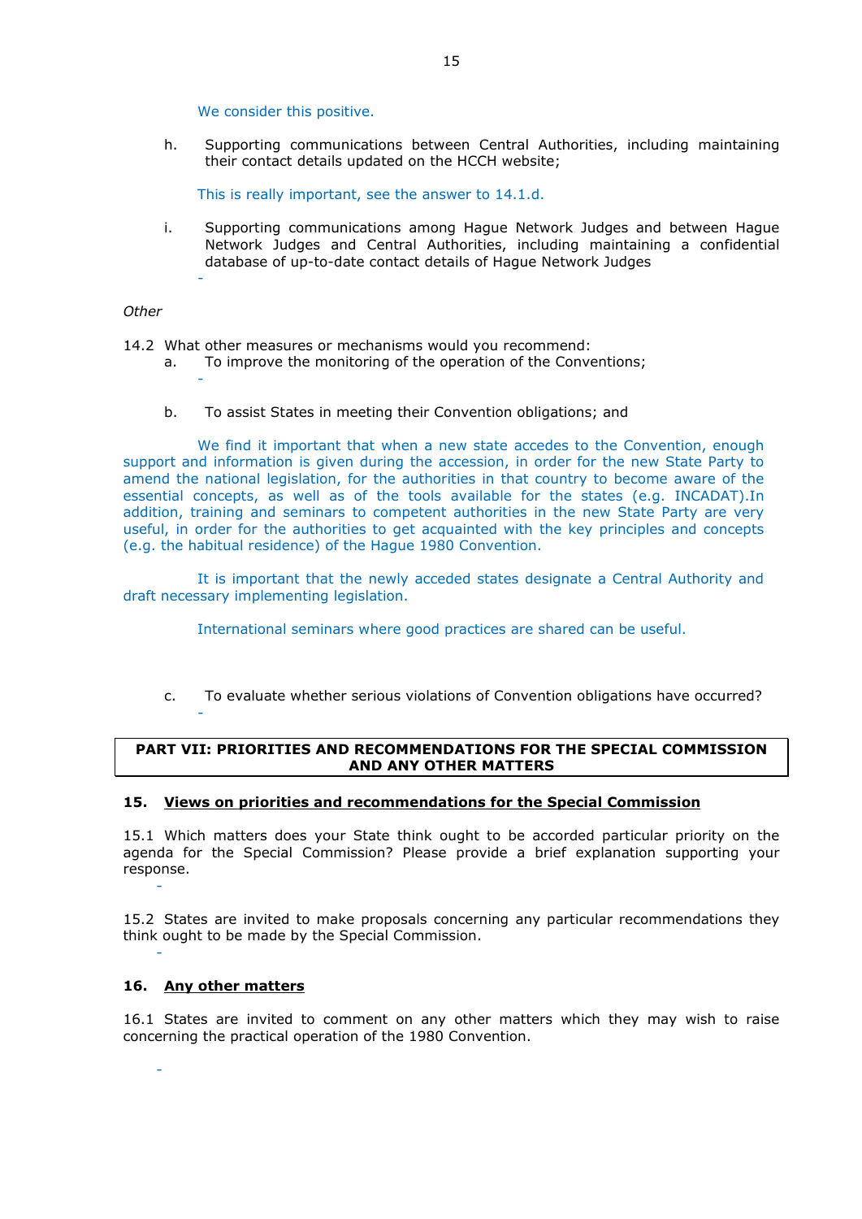We consider this positive.

h. Supporting communications between Central Authorities, including maintaining their contact details updated on the HCCH website;

This is really important, see the answer to 14.1.d.

i. Supporting communications among Hague Network Judges and between Hague Network Judges and Central Authorities, including maintaining a confidential database of up-to-date contact details of Hague Network Judges

-

*Other*

14.2 What other measures or mechanisms would you recommend:

a. To improve the monitoring of the operation of the Conventions;

-

b. To assist States in meeting their Convention obligations; and

We find it important that when a new state accedes to the Convention, enough support and information is given during the accession, in order for the new State Party to amend the national legislation, for the authorities in that country to become aware of the essential concepts, as well as of the tools available for the states (e.g. INCADAT).In addition, training and seminars to competent authorities in the new State Party are very useful, in order for the authorities to get acquainted with the key principles and concepts (e.g. the habitual residence) of the Hague 1980 Convention.

It is important that the newly acceded states designate a Central Authority and draft necessary implementing legislation.

International seminars where good practices are shared can be useful.

c. To evaluate whether serious violations of Convention obligations have occurred?

-

## PART VII: PRIORITIES AND RECOMMENDATIONS FOR THE SPECIAL COMMISSION AND ANY OTHER MATTERS

### 15. Views on priorities and recommendations for the Special Commission

15.1 Which matters does your State think ought to be accorded particular priority on the agenda for the Special Commission? Please provide a brief explanation supporting your response.

-

15.2 States are invited to make proposals concerning any particular recommendations they think ought to be made by the Special Commission.

-

### 16. Any other matters

16.1 States are invited to comment on any other matters which they may wish to raise concerning the practical operation of the 1980 Convention.

-